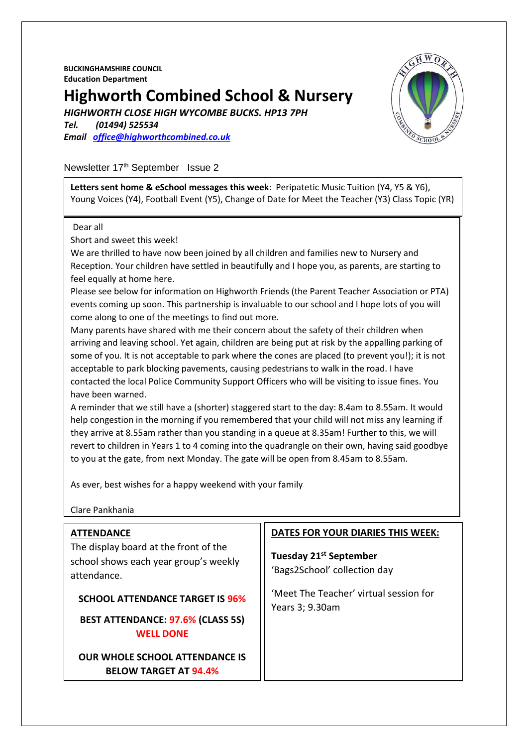**BUCKINGHAMSHIRE COUNCIL**
**Education Department**

# Highworth Combined School & Nursery

***HIGHWORTH CLOSE HIGH WYCOMBE BUCKS. HP13 7PH***
***Tel. (01494) 525534***
***Email [office@highworthcombined.co.uk](mailto:office@highworthcombined.co.uk)***

Newsletter 17th September Issue 2

**Letters sent home & eSchool messages this week**: Peripatetic Music Tuition (Y4, Y5 & Y6), Young Voices (Y4), Football Event (Y5), Change of Date for Meet the Teacher (Y3) Class Topic (YR)

Dear all

Short and sweet this week!

We are thrilled to have now been joined by all children and families new to Nursery and Reception. Your children have settled in beautifully and I hope you, as parents, are starting to feel equally at home here.

Please see below for information on Highworth Friends (the Parent Teacher Association or PTA) events coming up soon. This partnership is invaluable to our school and I hope lots of you will come along to one of the meetings to find out more.

Many parents have shared with me their concern about the safety of their children when arriving and leaving school. Yet again, children are being put at risk by the appalling parking of some of you. It is not acceptable to park where the cones are placed (to prevent you!); it is not acceptable to park blocking pavements, causing pedestrians to walk in the road. I have contacted the local Police Community Support Officers who will be visiting to issue fines. You have been warned.

A reminder that we still have a (shorter) staggered start to the day: 8.4am to 8.55am. It would help congestion in the morning if you remembered that your child will not miss any learning if they arrive at 8.55am rather than you standing in a queue at 8.35am! Further to this, we will revert to children in Years 1 to 4 coming into the quadrangle on their own, having said goodbye to you at the gate, from next Monday. The gate will be open from 8.45am to 8.55am.

As ever, best wishes for a happy weekend with your family

Clare Pankhania

## ATTENDANCE

The display board at the front of the school shows each year group's weekly attendance.

**SCHOOL ATTENDANCE TARGET IS 96%**

**BEST ATTENDANCE: 97.6% (CLASS 5S)**
**WELL DONE**

**OUR WHOLE SCHOOL ATTENDANCE IS BELOW TARGET AT 94.4%**

## DATES FOR YOUR DIARIES THIS WEEK:

**Tuesday 21st September**

'Bags2School' collection day

'Meet The Teacher' virtual session for Years 3; 9.30am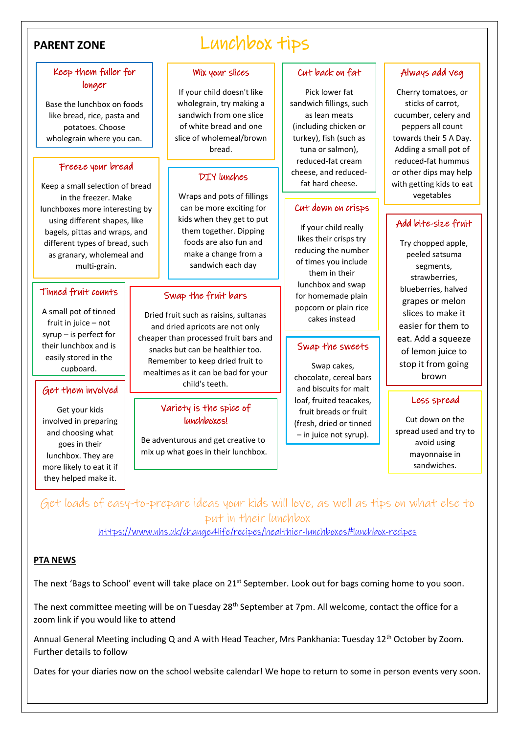## PARENT ZONE

# Lunchbox tips

### Keep them fuller for longer

Base the lunchbox on foods like bread, rice, pasta and potatoes. Choose wholegrain where you can.

### Mix your slices

If your child doesn't like wholegrain, try making a sandwich from one slice of white bread and one slice of wholemeal/brown bread.

### Cut back on fat

Pick lower fat sandwich fillings, such as lean meats (including chicken or turkey), fish (such as tuna or salmon), reduced-fat cream cheese, and reduced-fat hard cheese.

### Always add veg

Cherry tomatoes, or sticks of carrot, cucumber, celery and peppers all count towards their 5 A Day. Adding a small pot of reduced-fat hummus or other dips may help with getting kids to eat vegetables

### Freeze your bread

Keep a small selection of bread in the freezer. Make lunchboxes more interesting by using different shapes, like bagels, pittas and wraps, and different types of bread, such as granary, wholemeal and multi-grain.

### DIY lunches

Wraps and pots of fillings can be more exciting for kids when they get to put them together. Dipping foods are also fun and make a change from a sandwich each day

### Cut down on crisps

If your child really likes their crisps try reducing the number of times you include them in their lunchbox and swap for homemade plain popcorn or plain rice cakes instead

### Add bite-size fruit

Try chopped apple, peeled satsuma segments, strawberries, blueberries, halved grapes or melon slices to make it easier for them to eat. Add a squeeze of lemon juice to stop it from going brown

### Tinned fruit counts

A small pot of tinned fruit in juice – not syrup – is perfect for their lunchbox and is easily stored in the cupboard.

### Swap the fruit bars

Dried fruit such as raisins, sultanas and dried apricots are not only cheaper than processed fruit bars and snacks but can be healthier too. Remember to keep dried fruit to mealtimes as it can be bad for your child's teeth.

### Swap the sweets

Swap cakes, chocolate, cereal bars and biscuits for malt loaf, fruited teacakes, fruit breads or fruit (fresh, dried or tinned – in juice not syrup).

### Get them involved

Get your kids involved in preparing and choosing what goes in their lunchbox. They are more likely to eat it if they helped make it.

### Variety is the spice of lunchboxes!

Be adventurous and get creative to mix up what goes in their lunchbox.

### Less spread

Cut down on the spread used and try to avoid using mayonnaise in sandwiches.

Get loads of easy-to-prepare ideas your kids will love, as well as tips on what else to put in their lunchbox

https://www.nhs.uk/change4life/recipes/healthier-lunchboxes#lunchbox-recipes

## PTA NEWS

The next 'Bags to School' event will take place on 21st September. Look out for bags coming home to you soon.

The next committee meeting will be on Tuesday 28th September at 7pm. All welcome, contact the office for a zoom link if you would like to attend

Annual General Meeting including Q and A with Head Teacher, Mrs Pankhania: Tuesday 12th October by Zoom. Further details to follow

Dates for your diaries now on the school website calendar! We hope to return to some in person events very soon.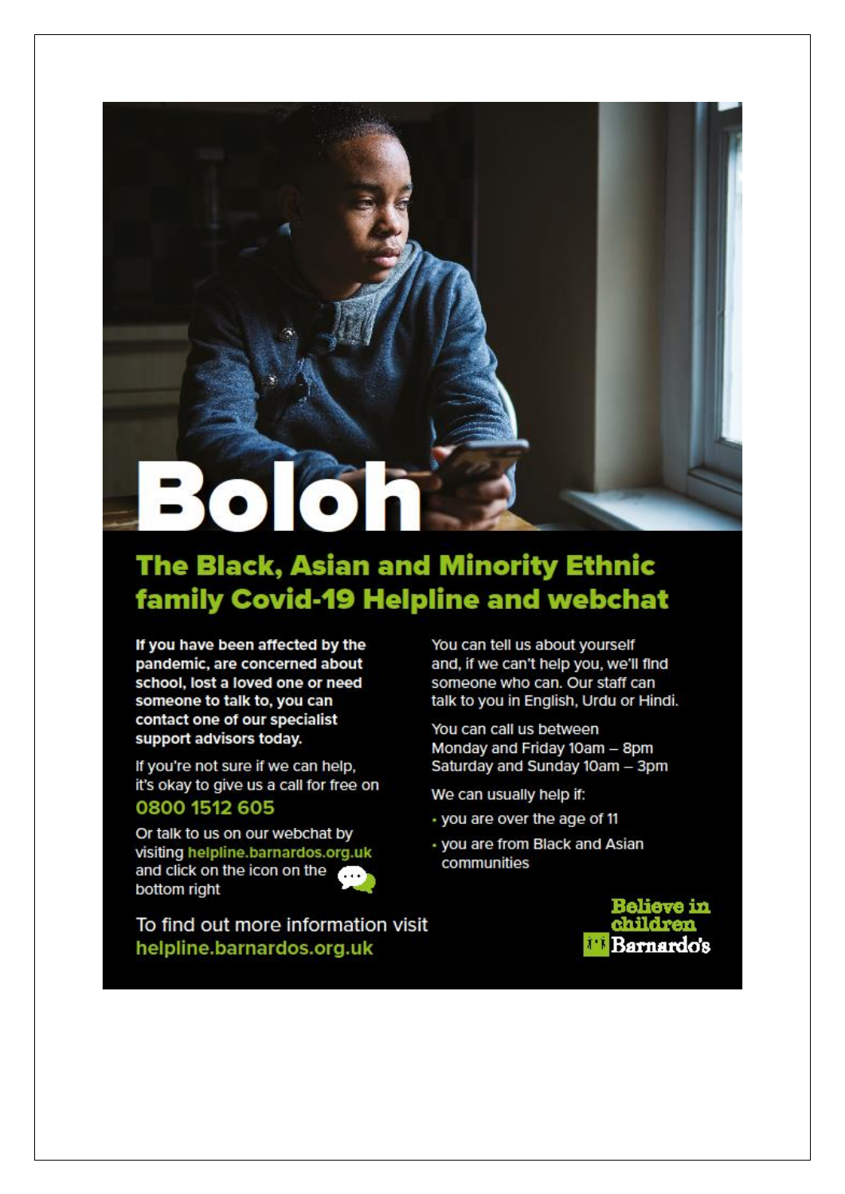# Boloh

## The Black, Asian and Minority Ethnic family Covid-19 Helpline and webchat

**If you have been affected by the pandemic, are concerned about school, lost a loved one or need someone to talk to, you can contact one of our specialist support advisors today.**

If you're not sure if we can help, it's okay to give us a call for free on

**0800 1512 605**

Or talk to us on our webchat by visiting **helpline.barnardos.org.uk** and click on the icon on the bottom right

You can tell us about yourself and, if we can't help you, we'll find someone who can. Our staff can talk to you in English, Urdu or Hindi.

You can call us between
Monday and Friday 10am – 8pm
Saturday and Sunday 10am – 3pm

We can usually help if:

- you are over the age of 11
- you are from Black and Asian communities

To find out more information visit **helpline.barnardos.org.uk**

Believe in children
Barnardo's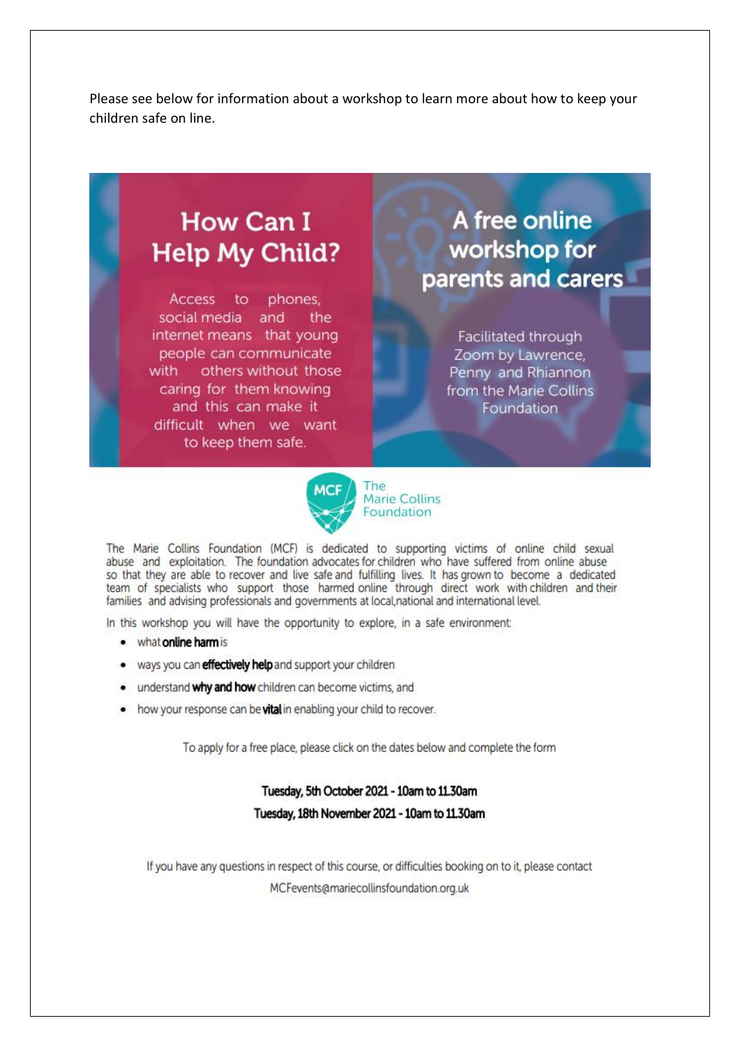Please see below for information about a workshop to learn more about how to keep your children safe on line.

## How Can I Help My Child?

Access to phones, social media and the internet means that young people can communicate with others without those caring for them knowing and this can make it difficult when we want to keep them safe.

## A free online workshop for parents and carers

Facilitated through Zoom by Lawrence, Penny and Rhiannon from the Marie Collins Foundation

MCF The Marie Collins Foundation

The Marie Collins Foundation (MCF) is dedicated to supporting victims of online child sexual abuse and exploitation. The foundation advocates for children who have suffered from online abuse so that they are able to recover and live safe and fulfilling lives. It has grown to become a dedicated team of specialists who support those harmed online through direct work with children and their families and advising professionals and governments at local,national and international level.

In this workshop you will have the opportunity to explore, in a safe environment:

- what **online harm** is
- ways you can **effectively help** and support your children
- understand **why and how** children can become victims, and
- how your response can be **vital** in enabling your child to recover.

To apply for a free place, please click on the dates below and complete the form

**Tuesday, 5th October 2021 - 10am to 11.30am**

**Tuesday, 18th November 2021 - 10am to 11.30am**

If you have any questions in respect of this course, or difficulties booking on to it, please contact MCFevents@mariecollinsfoundation.org.uk